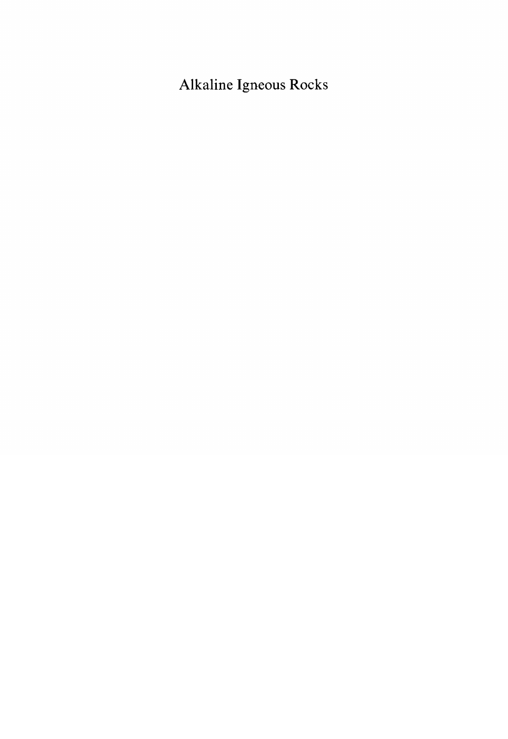# Alkaline Igneous Rocks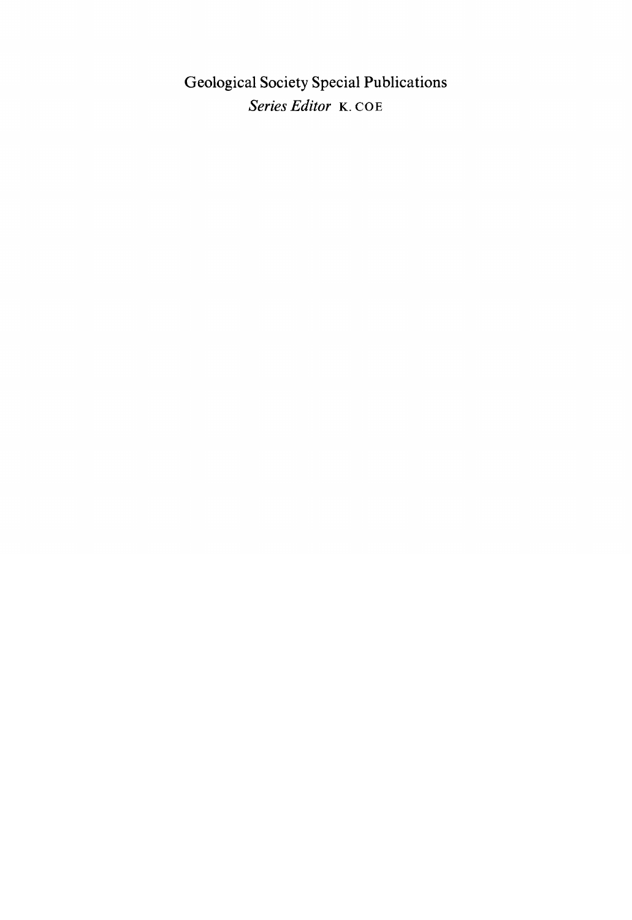Geological Society Special Publications

*Series Editor* K. COE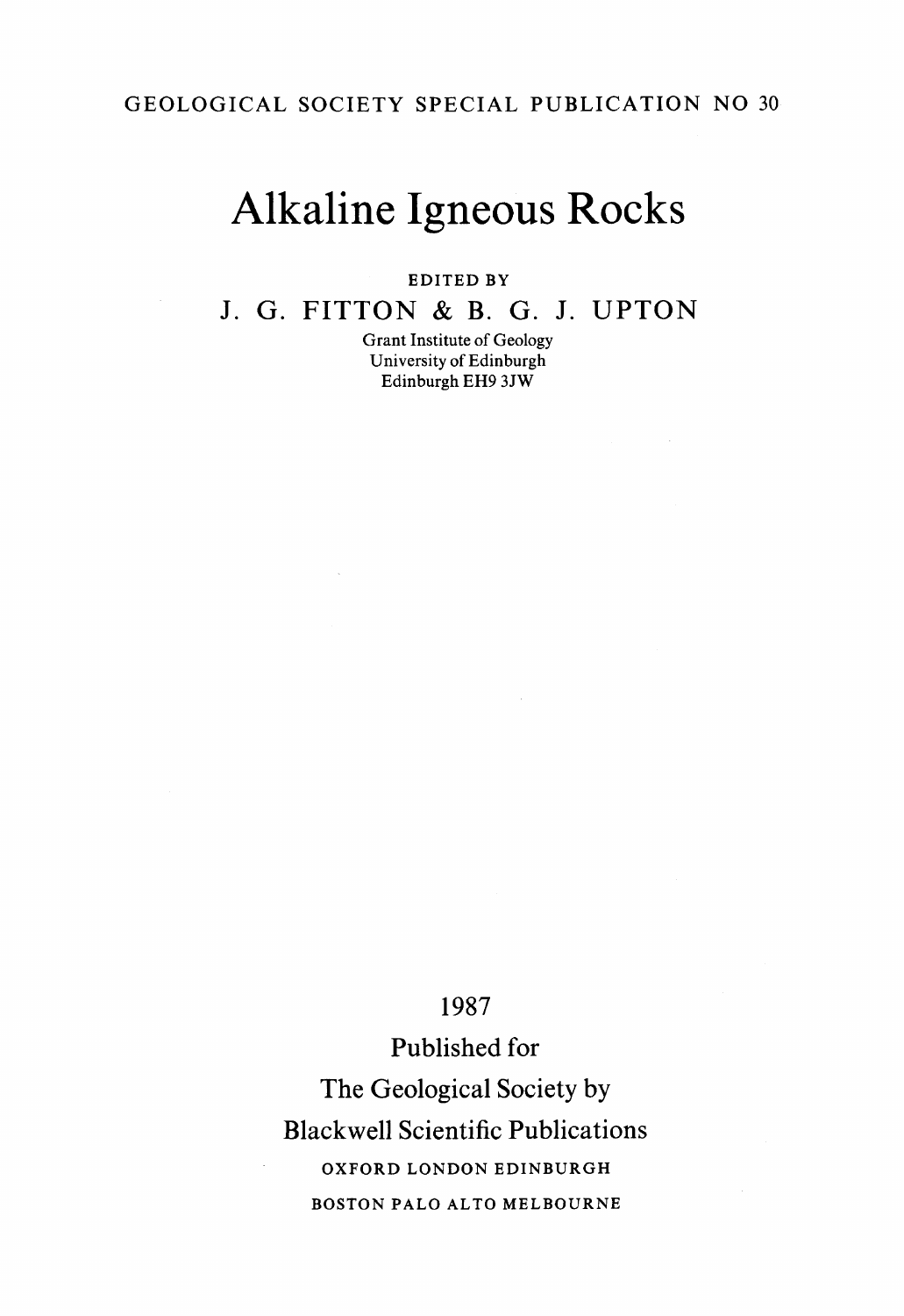GEOLOGICAL SOCIETY SPECIAL PUBLICATION NO 30

# Alkaline Igneous Rocks

EDITED BY

J. G. FITTON & B. G. J. UPTON

Grant Institute of Geology
University of Edinburgh
Edinburgh EH9 3JW

1987

Published for
The Geological Society by
Blackwell Scientific Publications

OXFORD LONDON EDINBURGH
BOSTON PALO ALTO MELBOURNE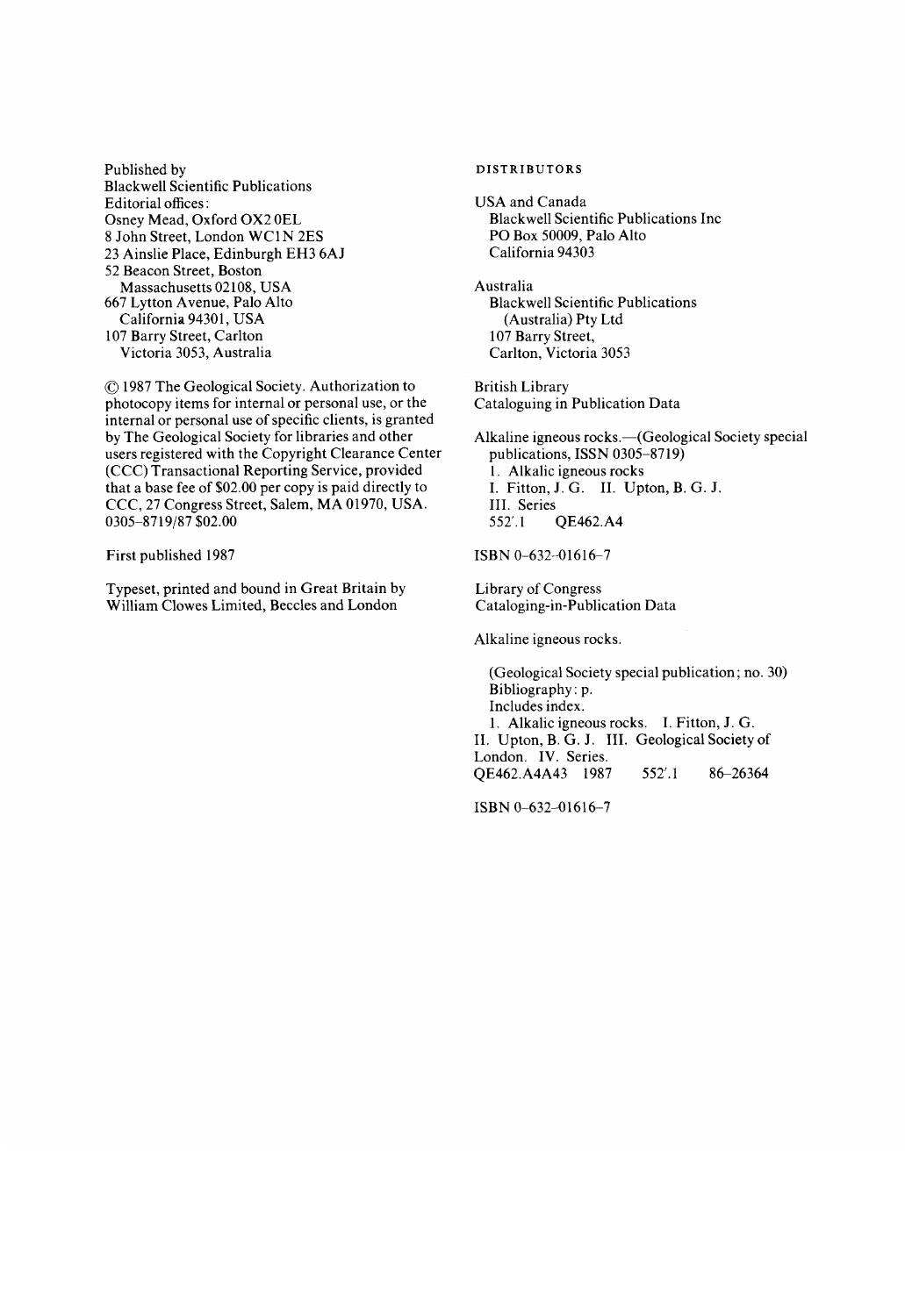Published by
Blackwell Scientific Publications
Editorial offices:
Osney Mead, Oxford OX2 0EL
8 John Street, London WC1N 2ES
23 Ainslie Place, Edinburgh EH3 6AJ
52 Beacon Street, Boston
Massachusetts 02108, USA
667 Lytton Avenue, Palo Alto
California 94301, USA
107 Barry Street, Carlton
Victoria 3053, Australia

© 1987 The Geological Society. Authorization to photocopy items for internal or personal use, or the internal or personal use of specific clients, is granted by The Geological Society for libraries and other users registered with the Copyright Clearance Center (CCC) Transactional Reporting Service, provided that a base fee of $02.00 per copy is paid directly to CCC, 27 Congress Street, Salem, MA 01970, USA. 0305–8719/87 $02.00

First published 1987

Typeset, printed and bound in Great Britain by William Clowes Limited, Beccles and London

DISTRIBUTORS

USA and Canada
Blackwell Scientific Publications Inc
PO Box 50009, Palo Alto
California 94303

Australia
Blackwell Scientific Publications
(Australia) Pty Ltd
107 Barry Street,
Carlton, Victoria 3053

British Library
Cataloguing in Publication Data

Alkaline igneous rocks.—(Geological Society special publications, ISSN 0305–8719)
1. Alkalic igneous rocks
I. Fitton, J. G. II. Upton, B. G. J.
III. Series
552'.1 QE462.A4

ISBN 0–632–01616–7

Library of Congress
Cataloging-in-Publication Data

Alkaline igneous rocks.

(Geological Society special publication; no. 30)
Bibliography: p.
Includes index.
1. Alkalic igneous rocks. I. Fitton, J. G.
II. Upton, B. G. J. III. Geological Society of London. IV. Series.
QE462.A4A43 1987 552'.1 86–26364

ISBN 0–632–01616–7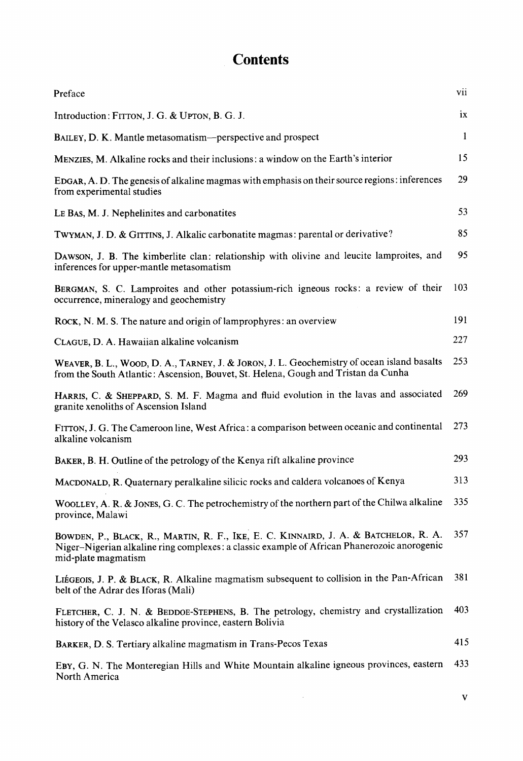# Contents

| | |
|---|---|
| Preface | vii |
| Introduction: FITTON, J. G. & UPTON, B. G. J. | ix |
| BAILEY, D. K. Mantle metasomatism—perspective and prospect | 1 |
| MENZIES, M. Alkaline rocks and their inclusions: a window on the Earth's interior | 15 |
| EDGAR, A. D. The genesis of alkaline magmas with emphasis on their source regions: inferences from experimental studies | 29 |
| LE BAS, M. J. Nephelinites and carbonatites | 53 |
| TWYMAN, J. D. & GITTINS, J. Alkalic carbonatite magmas: parental or derivative? | 85 |
| DAWSON, J. B. The kimberlite clan: relationship with olivine and leucite lamproites, and inferences for upper-mantle metasomatism | 95 |
| BERGMAN, S. C. Lamproites and other potassium-rich igneous rocks: a review of their occurrence, mineralogy and geochemistry | 103 |
| ROCK, N. M. S. The nature and origin of lamprophyres: an overview | 191 |
| CLAGUE, D. A. Hawaiian alkaline volcanism | 227 |
| WEAVER, B. L., WOOD, D. A., TARNEY, J. & JORON, J. L. Geochemistry of ocean island basalts from the South Atlantic: Ascension, Bouvet, St. Helena, Gough and Tristan da Cunha | 253 |
| HARRIS, C. & SHEPPARD, S. M. F. Magma and fluid evolution in the lavas and associated granite xenoliths of Ascension Island | 269 |
| FITTON, J. G. The Cameroon line, West Africa: a comparison between oceanic and continental alkaline volcanism | 273 |
| BAKER, B. H. Outline of the petrology of the Kenya rift alkaline province | 293 |
| MACDONALD, R. Quaternary peralkaline silicic rocks and caldera volcanoes of Kenya | 313 |
| WOOLLEY, A. R. & JONES, G. C. The petrochemistry of the northern part of the Chilwa alkaline province, Malawi | 335 |
| BOWDEN, P., BLACK, R., MARTIN, R. F., IKE, E. C. KINNAIRD, J. A. & BATCHELOR, R. A. Niger–Nigerian alkaline ring complexes: a classic example of African Phanerozoic anorogenic mid-plate magmatism | 357 |
| LIÉGEOIS, J. P. & BLACK, R. Alkaline magmatism subsequent to collision in the Pan-African belt of the Adrar des Iforas (Mali) | 381 |
| FLETCHER, C. J. N. & BEDDOE-STEPHENS, B. The petrology, chemistry and crystallization history of the Velasco alkaline province, eastern Bolivia | 403 |
| BARKER, D. S. Tertiary alkaline magmatism in Trans-Pecos Texas | 415 |
| EBY, G. N. The Monteregian Hills and White Mountain alkaline igneous provinces, eastern North America | 433 |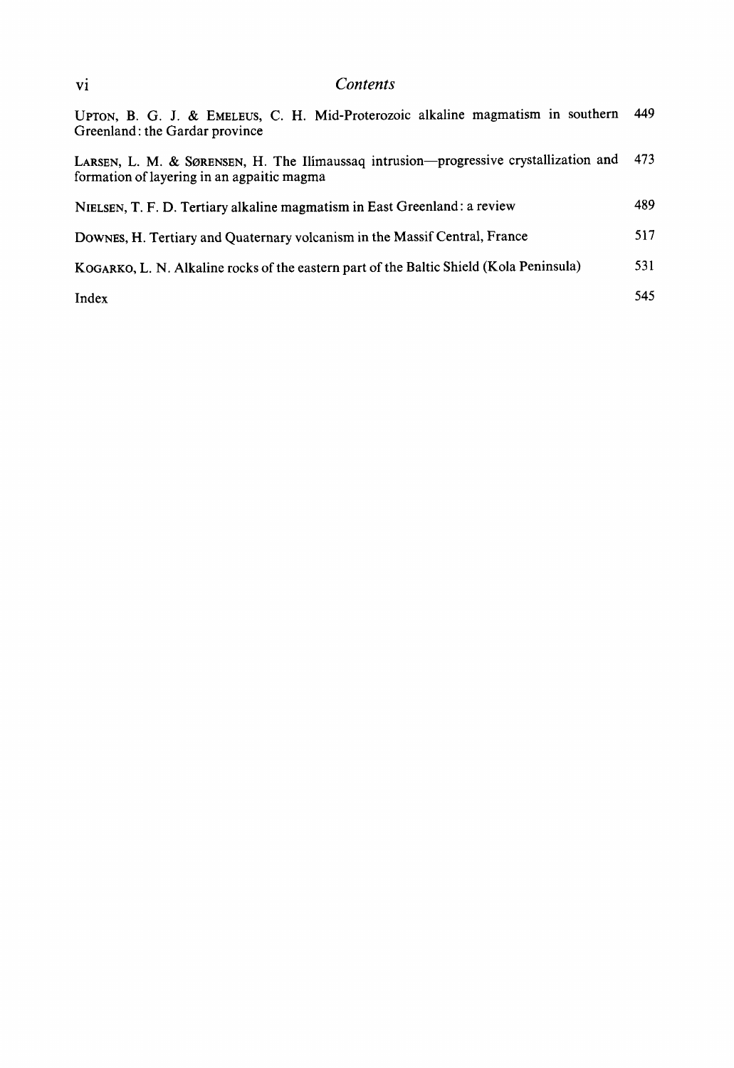## Contents

| | |
|---|---|
| UPTON, B. G. J. & EMELEUS, C. H. Mid-Proterozoic alkaline magmatism in southern Greenland: the Gardar province | 449 |
| LARSEN, L. M. & SØRENSEN, H. The Ilímaussaq intrusion—progressive crystallization and formation of layering in an agpaitic magma | 473 |
| NIELSEN, T. F. D. Tertiary alkaline magmatism in East Greenland: a review | 489 |
| DOWNES, H. Tertiary and Quaternary volcanism in the Massif Central, France | 517 |
| KOGARKO, L. N. Alkaline rocks of the eastern part of the Baltic Shield (Kola Peninsula) | 531 |
| Index | 545 |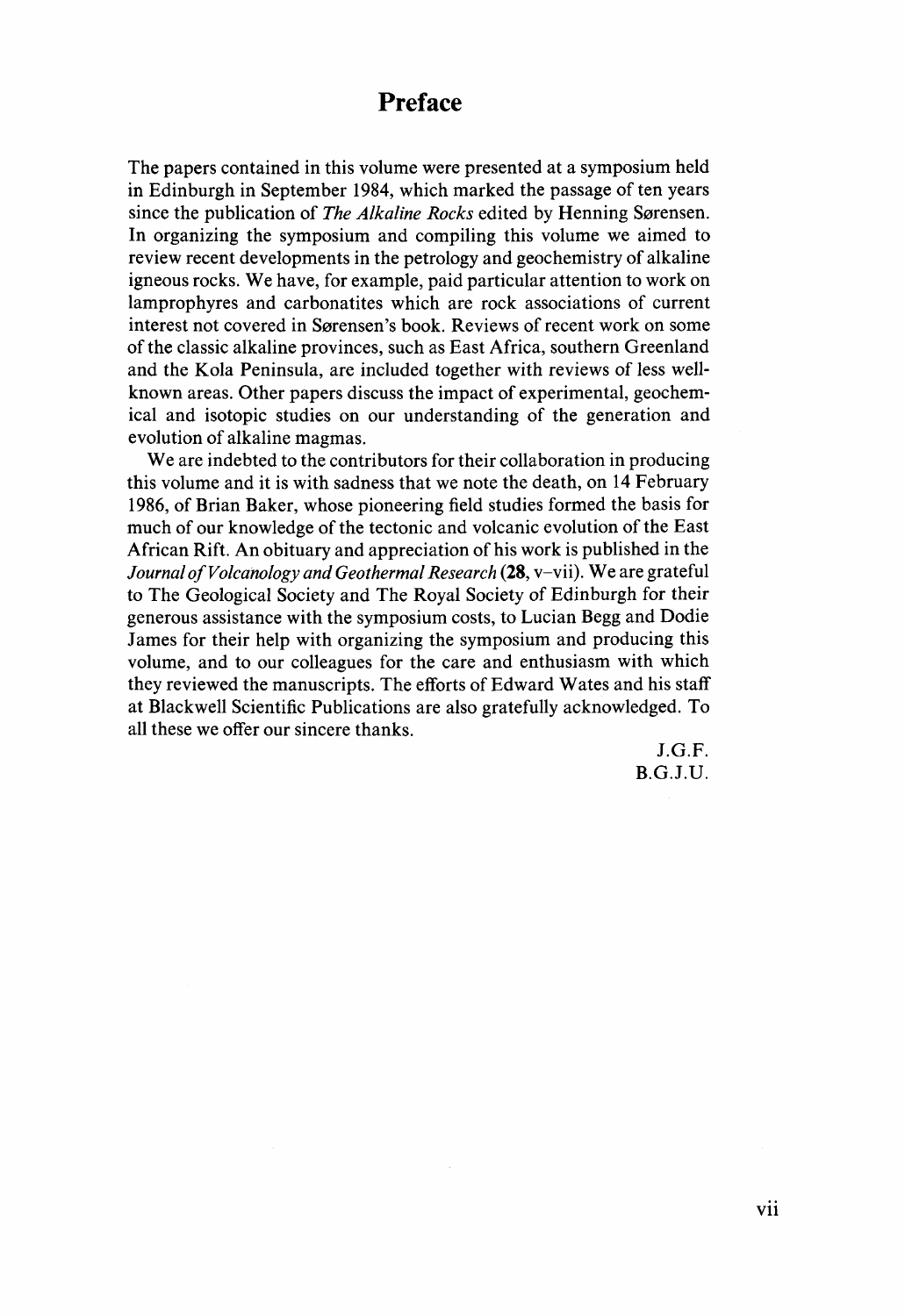# Preface

The papers contained in this volume were presented at a symposium held in Edinburgh in September 1984, which marked the passage of ten years since the publication of *The Alkaline Rocks* edited by Henning Sørensen. In organizing the symposium and compiling this volume we aimed to review recent developments in the petrology and geochemistry of alkaline igneous rocks. We have, for example, paid particular attention to work on lamprophyres and carbonatites which are rock associations of current interest not covered in Sørensen's book. Reviews of recent work on some of the classic alkaline provinces, such as East Africa, southern Greenland and the Kola Peninsula, are included together with reviews of less well-known areas. Other papers discuss the impact of experimental, geochemical and isotopic studies on our understanding of the generation and evolution of alkaline magmas.

We are indebted to the contributors for their collaboration in producing this volume and it is with sadness that we note the death, on 14 February 1986, of Brian Baker, whose pioneering field studies formed the basis for much of our knowledge of the tectonic and volcanic evolution of the East African Rift. An obituary and appreciation of his work is published in the *Journal of Volcanology and Geothermal Research* (**28**, v–vii). We are grateful to The Geological Society and The Royal Society of Edinburgh for their generous assistance with the symposium costs, to Lucian Begg and Dodie James for their help with organizing the symposium and producing this volume, and to our colleagues for the care and enthusiasm with which they reviewed the manuscripts. The efforts of Edward Wates and his staff at Blackwell Scientific Publications are also gratefully acknowledged. To all these we offer our sincere thanks.

J.G.F.
B.G.J.U.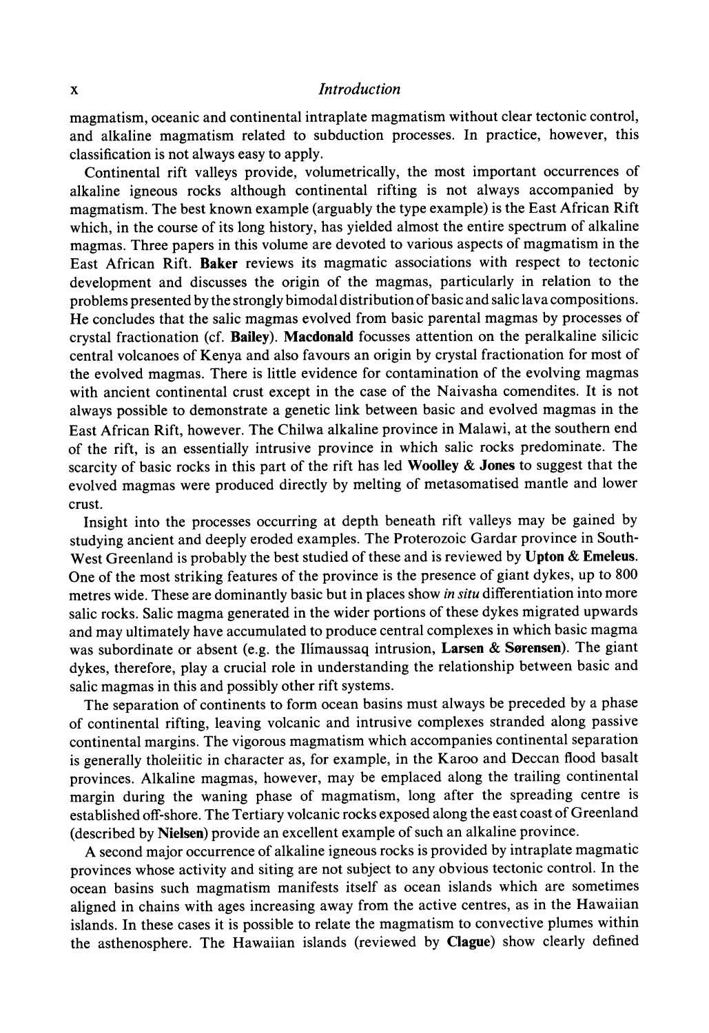magmatism, oceanic and continental intraplate magmatism without clear tectonic control, and alkaline magmatism related to subduction processes. In practice, however, this classification is not always easy to apply.

Continental rift valleys provide, volumetrically, the most important occurrences of alkaline igneous rocks although continental rifting is not always accompanied by magmatism. The best known example (arguably the type example) is the East African Rift which, in the course of its long history, has yielded almost the entire spectrum of alkaline magmas. Three papers in this volume are devoted to various aspects of magmatism in the East African Rift. **Baker** reviews its magmatic associations with respect to tectonic development and discusses the origin of the magmas, particularly in relation to the problems presented by the strongly bimodal distribution of basic and salic lava compositions. He concludes that the salic magmas evolved from basic parental magmas by processes of crystal fractionation (cf. **Bailey**). **Macdonald** focusses attention on the peralkaline silicic central volcanoes of Kenya and also favours an origin by crystal fractionation for most of the evolved magmas. There is little evidence for contamination of the evolving magmas with ancient continental crust except in the case of the Naivasha comendites. It is not always possible to demonstrate a genetic link between basic and evolved magmas in the East African Rift, however. The Chilwa alkaline province in Malawi, at the southern end of the rift, is an essentially intrusive province in which salic rocks predominate. The scarcity of basic rocks in this part of the rift has led **Woolley & Jones** to suggest that the evolved magmas were produced directly by melting of metasomatised mantle and lower crust.

Insight into the processes occurring at depth beneath rift valleys may be gained by studying ancient and deeply eroded examples. The Proterozoic Gardar province in South-West Greenland is probably the best studied of these and is reviewed by **Upton & Emeleus**. One of the most striking features of the province is the presence of giant dykes, up to 800 metres wide. These are dominantly basic but in places show *in situ* differentiation into more salic rocks. Salic magma generated in the wider portions of these dykes migrated upwards and may ultimately have accumulated to produce central complexes in which basic magma was subordinate or absent (e.g. the Ilímaussaq intrusion, **Larsen & Sørensen**). The giant dykes, therefore, play a crucial role in understanding the relationship between basic and salic magmas in this and possibly other rift systems.

The separation of continents to form ocean basins must always be preceded by a phase of continental rifting, leaving volcanic and intrusive complexes stranded along passive continental margins. The vigorous magmatism which accompanies continental separation is generally tholeiitic in character as, for example, in the Karoo and Deccan flood basalt provinces. Alkaline magmas, however, may be emplaced along the trailing continental margin during the waning phase of magmatism, long after the spreading centre is established off-shore. The Tertiary volcanic rocks exposed along the east coast of Greenland (described by **Nielsen**) provide an excellent example of such an alkaline province.

A second major occurrence of alkaline igneous rocks is provided by intraplate magmatic provinces whose activity and siting are not subject to any obvious tectonic control. In the ocean basins such magmatism manifests itself as ocean islands which are sometimes aligned in chains with ages increasing away from the active centres, as in the Hawaiian islands. In these cases it is possible to relate the magmatism to convective plumes within the asthenosphere. The Hawaiian islands (reviewed by **Clague**) show clearly defined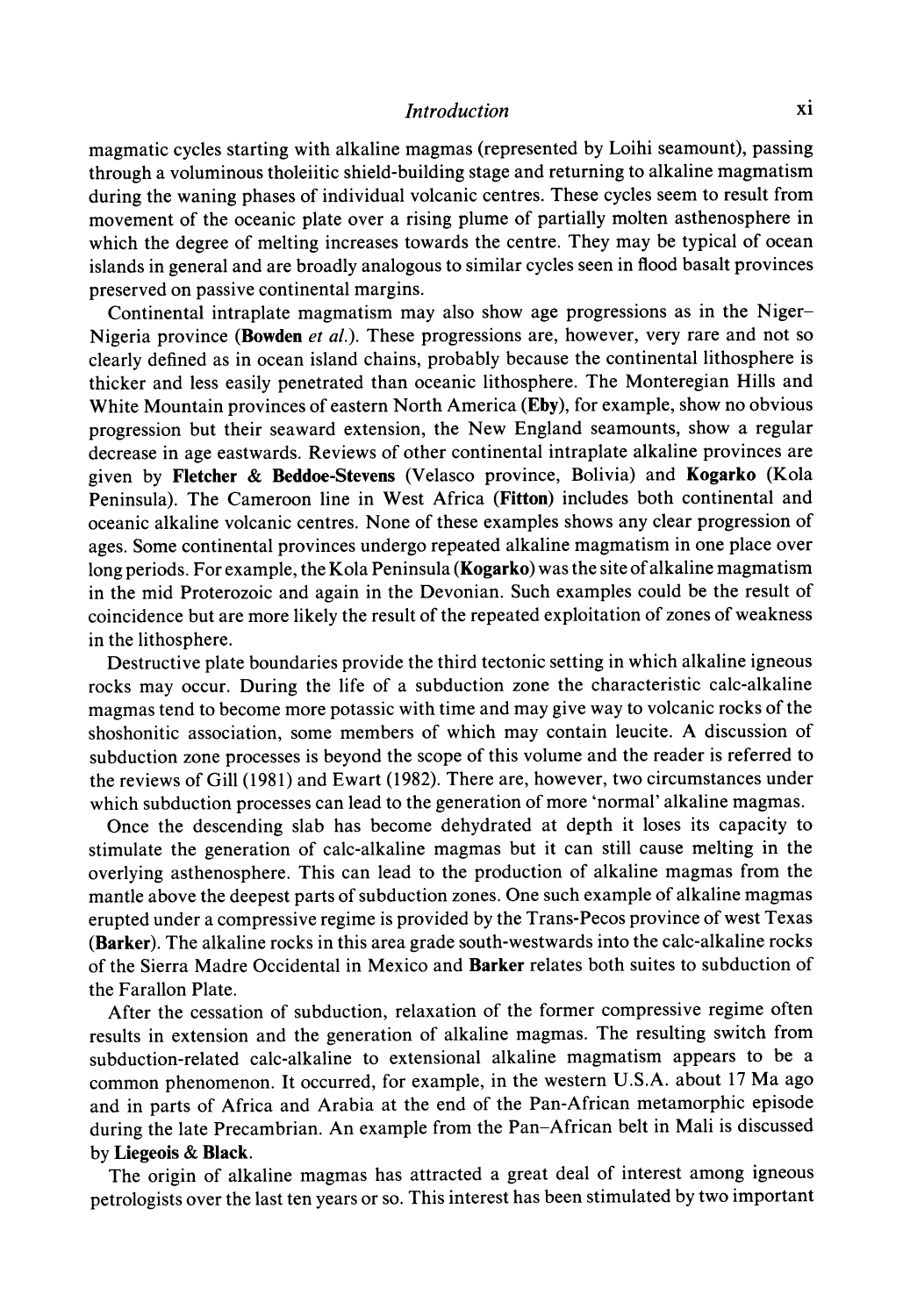magmatic cycles starting with alkaline magmas (represented by Loihi seamount), passing through a voluminous tholeiitic shield-building stage and returning to alkaline magmatism during the waning phases of individual volcanic centres. These cycles seem to result from movement of the oceanic plate over a rising plume of partially molten asthenosphere in which the degree of melting increases towards the centre. They may be typical of ocean islands in general and are broadly analogous to similar cycles seen in flood basalt provinces preserved on passive continental margins.

Continental intraplate magmatism may also show age progressions as in the Niger–Nigeria province (**Bowden** *et al.*). These progressions are, however, very rare and not so clearly defined as in ocean island chains, probably because the continental lithosphere is thicker and less easily penetrated than oceanic lithosphere. The Monteregian Hills and White Mountain provinces of eastern North America (**Eby**), for example, show no obvious progression but their seaward extension, the New England seamounts, show a regular decrease in age eastwards. Reviews of other continental intraplate alkaline provinces are given by **Fletcher & Beddoe-Stevens** (Velasco province, Bolivia) and **Kogarko** (Kola Peninsula). The Cameroon line in West Africa (**Fitton**) includes both continental and oceanic alkaline volcanic centres. None of these examples shows any clear progression of ages. Some continental provinces undergo repeated alkaline magmatism in one place over long periods. For example, the Kola Peninsula (**Kogarko**) was the site of alkaline magmatism in the mid Proterozoic and again in the Devonian. Such examples could be the result of coincidence but are more likely the result of the repeated exploitation of zones of weakness in the lithosphere.

Destructive plate boundaries provide the third tectonic setting in which alkaline igneous rocks may occur. During the life of a subduction zone the characteristic calc-alkaline magmas tend to become more potassic with time and may give way to volcanic rocks of the shoshonitic association, some members of which may contain leucite. A discussion of subduction zone processes is beyond the scope of this volume and the reader is referred to the reviews of Gill (1981) and Ewart (1982). There are, however, two circumstances under which subduction processes can lead to the generation of more 'normal' alkaline magmas.

Once the descending slab has become dehydrated at depth it loses its capacity to stimulate the generation of calc-alkaline magmas but it can still cause melting in the overlying asthenosphere. This can lead to the production of alkaline magmas from the mantle above the deepest parts of subduction zones. One such example of alkaline magmas erupted under a compressive regime is provided by the Trans-Pecos province of west Texas (**Barker**). The alkaline rocks in this area grade south-westwards into the calc-alkaline rocks of the Sierra Madre Occidental in Mexico and **Barker** relates both suites to subduction of the Farallon Plate.

After the cessation of subduction, relaxation of the former compressive regime often results in extension and the generation of alkaline magmas. The resulting switch from subduction-related calc-alkaline to extensional alkaline magmatism appears to be a common phenomenon. It occurred, for example, in the western U.S.A. about 17 Ma ago and in parts of Africa and Arabia at the end of the Pan-African metamorphic episode during the late Precambrian. An example from the Pan-African belt in Mali is discussed by **Liegeois & Black**.

The origin of alkaline magmas has attracted a great deal of interest among igneous petrologists over the last ten years or so. This interest has been stimulated by two important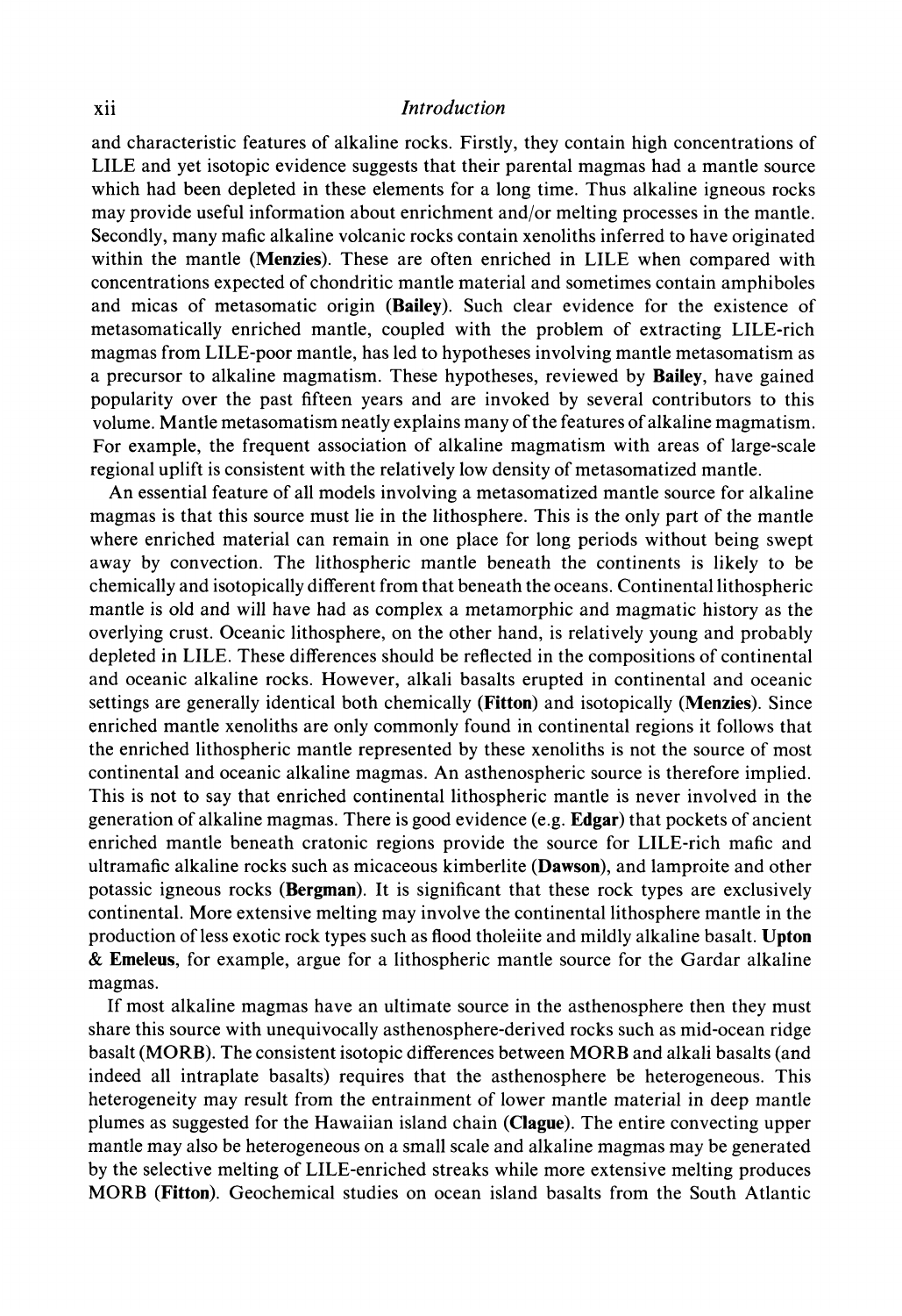and characteristic features of alkaline rocks. Firstly, they contain high concentrations of LILE and yet isotopic evidence suggests that their parental magmas had a mantle source which had been depleted in these elements for a long time. Thus alkaline igneous rocks may provide useful information about enrichment and/or melting processes in the mantle. Secondly, many mafic alkaline volcanic rocks contain xenoliths inferred to have originated within the mantle (**Menzies**). These are often enriched in LILE when compared with concentrations expected of chondritic mantle material and sometimes contain amphiboles and micas of metasomatic origin (**Bailey**). Such clear evidence for the existence of metasomatically enriched mantle, coupled with the problem of extracting LILE-rich magmas from LILE-poor mantle, has led to hypotheses involving mantle metasomatism as a precursor to alkaline magmatism. These hypotheses, reviewed by **Bailey**, have gained popularity over the past fifteen years and are invoked by several contributors to this volume. Mantle metasomatism neatly explains many of the features of alkaline magmatism. For example, the frequent association of alkaline magmatism with areas of large-scale regional uplift is consistent with the relatively low density of metasomatized mantle.

An essential feature of all models involving a metasomatized mantle source for alkaline magmas is that this source must lie in the lithosphere. This is the only part of the mantle where enriched material can remain in one place for long periods without being swept away by convection. The lithospheric mantle beneath the continents is likely to be chemically and isotopically different from that beneath the oceans. Continental lithospheric mantle is old and will have had as complex a metamorphic and magmatic history as the overlying crust. Oceanic lithosphere, on the other hand, is relatively young and probably depleted in LILE. These differences should be reflected in the compositions of continental and oceanic alkaline rocks. However, alkali basalts erupted in continental and oceanic settings are generally identical both chemically (**Fitton**) and isotopically (**Menzies**). Since enriched mantle xenoliths are only commonly found in continental regions it follows that the enriched lithospheric mantle represented by these xenoliths is not the source of most continental and oceanic alkaline magmas. An asthenospheric source is therefore implied. This is not to say that enriched continental lithospheric mantle is never involved in the generation of alkaline magmas. There is good evidence (e.g. **Edgar**) that pockets of ancient enriched mantle beneath cratonic regions provide the source for LILE-rich mafic and ultramafic alkaline rocks such as micaceous kimberlite (**Dawson**), and lamproite and other potassic igneous rocks (**Bergman**). It is significant that these rock types are exclusively continental. More extensive melting may involve the continental lithosphere mantle in the production of less exotic rock types such as flood tholeiite and mildly alkaline basalt. **Upton & Emeleus**, for example, argue for a lithospheric mantle source for the Gardar alkaline magmas.

If most alkaline magmas have an ultimate source in the asthenosphere then they must share this source with unequivocally asthenosphere-derived rocks such as mid-ocean ridge basalt (MORB). The consistent isotopic differences between MORB and alkali basalts (and indeed all intraplate basalts) requires that the asthenosphere be heterogeneous. This heterogeneity may result from the entrainment of lower mantle material in deep mantle plumes as suggested for the Hawaiian island chain (**Clague**). The entire convecting upper mantle may also be heterogeneous on a small scale and alkaline magmas may be generated by the selective melting of LILE-enriched streaks while more extensive melting produces MORB (**Fitton**). Geochemical studies on ocean island basalts from the South Atlantic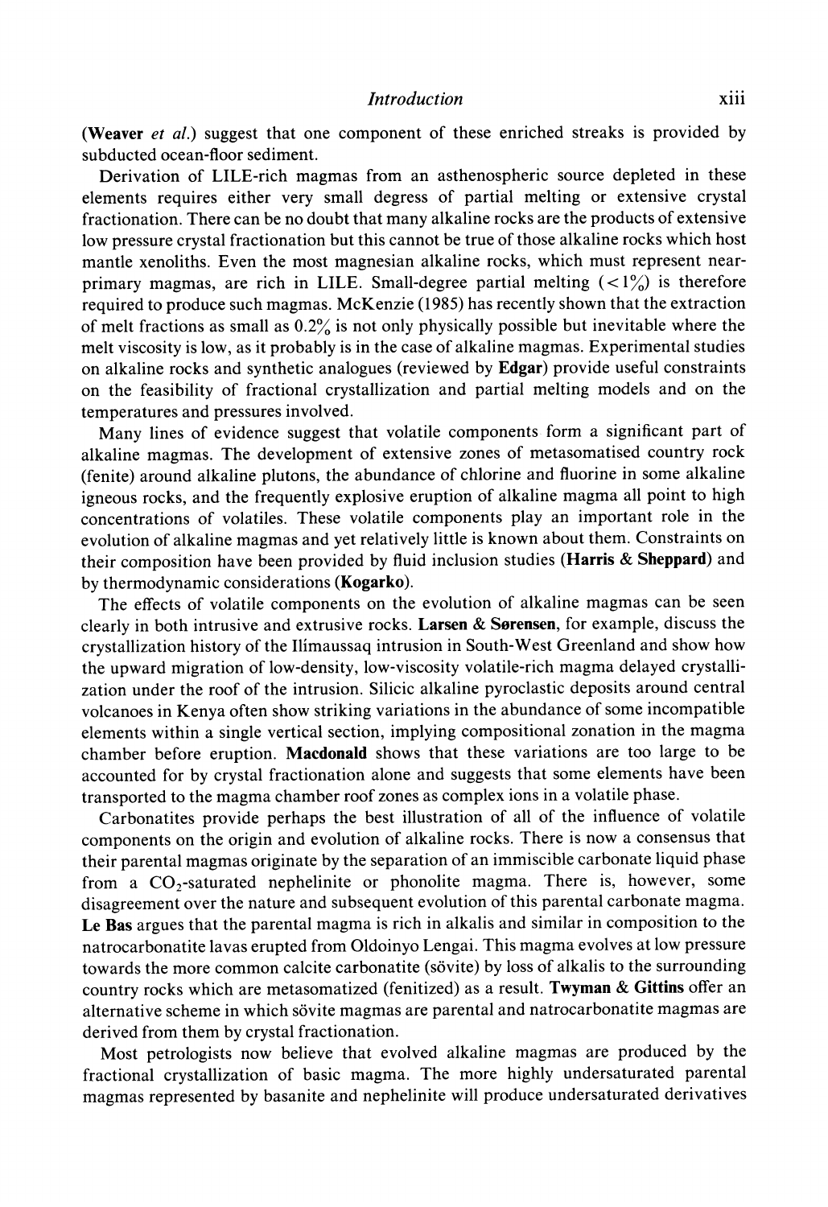(**Weaver** *et al.*) suggest that one component of these enriched streaks is provided by subducted ocean-floor sediment.

Derivation of LILE-rich magmas from an asthenospheric source depleted in these elements requires either very small degress of partial melting or extensive crystal fractionation. There can be no doubt that many alkaline rocks are the products of extensive low pressure crystal fractionation but this cannot be true of those alkaline rocks which host mantle xenoliths. Even the most magnesian alkaline rocks, which must represent near-primary magmas, are rich in LILE. Small-degree partial melting ($<1\%$) is therefore required to produce such magmas. McKenzie (1985) has recently shown that the extraction of melt fractions as small as 0.2% is not only physically possible but inevitable where the melt viscosity is low, as it probably is in the case of alkaline magmas. Experimental studies on alkaline rocks and synthetic analogues (reviewed by **Edgar**) provide useful constraints on the feasibility of fractional crystallization and partial melting models and on the temperatures and pressures involved.

Many lines of evidence suggest that volatile components form a significant part of alkaline magmas. The development of extensive zones of metasomatised country rock (fenite) around alkaline plutons, the abundance of chlorine and fluorine in some alkaline igneous rocks, and the frequently explosive eruption of alkaline magma all point to high concentrations of volatiles. These volatile components play an important role in the evolution of alkaline magmas and yet relatively little is known about them. Constraints on their composition have been provided by fluid inclusion studies (**Harris & Sheppard**) and by thermodynamic considerations (**Kogarko**).

The effects of volatile components on the evolution of alkaline magmas can be seen clearly in both intrusive and extrusive rocks. **Larsen & Sørensen**, for example, discuss the crystallization history of the Ilímaussaq intrusion in South-West Greenland and show how the upward migration of low-density, low-viscosity volatile-rich magma delayed crystallization under the roof of the intrusion. Silicic alkaline pyroclastic deposits around central volcanoes in Kenya often show striking variations in the abundance of some incompatible elements within a single vertical section, implying compositional zonation in the magma chamber before eruption. **Macdonald** shows that these variations are too large to be accounted for by crystal fractionation alone and suggests that some elements have been transported to the magma chamber roof zones as complex ions in a volatile phase.

Carbonatites provide perhaps the best illustration of all of the influence of volatile components on the origin and evolution of alkaline rocks. There is now a consensus that their parental magmas originate by the separation of an immiscible carbonate liquid phase from a $CO_2$-saturated nephelinite or phonolite magma. There is, however, some disagreement over the nature and subsequent evolution of this parental carbonate magma. **Le Bas** argues that the parental magma is rich in alkalis and similar in composition to the natrocarbonatite lavas erupted from Oldoinyo Lengai. This magma evolves at low pressure towards the more common calcite carbonatite (sövite) by loss of alkalis to the surrounding country rocks which are metasomatized (fenitized) as a result. **Twyman & Gittins** offer an alternative scheme in which sövite magmas are parental and natrocarbonatite magmas are derived from them by crystal fractionation.

Most petrologists now believe that evolved alkaline magmas are produced by the fractional crystallization of basic magma. The more highly undersaturated parental magmas represented by basanite and nephelinite will produce undersaturated derivatives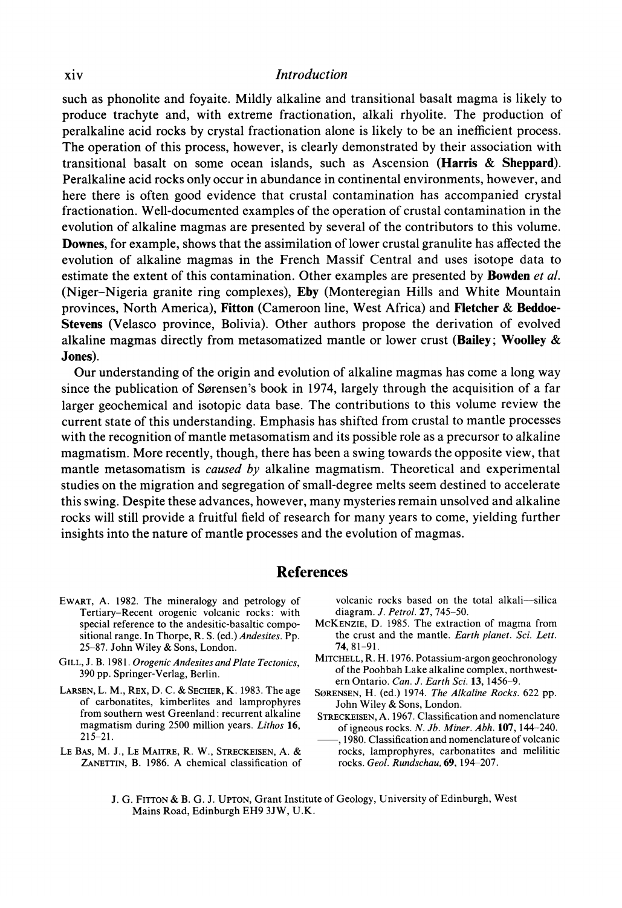such as phonolite and foyaite. Mildly alkaline and transitional basalt magma is likely to produce trachyte and, with extreme fractionation, alkali rhyolite. The production of peralkaline acid rocks by crystal fractionation alone is likely to be an inefficient process. The operation of this process, however, is clearly demonstrated by their association with transitional basalt on some ocean islands, such as Ascension (**Harris & Sheppard**). Peralkaline acid rocks only occur in abundance in continental environments, however, and here there is often good evidence that crustal contamination has accompanied crystal fractionation. Well-documented examples of the operation of crustal contamination in the evolution of alkaline magmas are presented by several of the contributors to this volume. **Downes**, for example, shows that the assimilation of lower crustal granulite has affected the evolution of alkaline magmas in the French Massif Central and uses isotope data to estimate the extent of this contamination. Other examples are presented by **Bowden** *et al.* (Niger–Nigeria granite ring complexes), **Eby** (Monteregian Hills and White Mountain provinces, North America), **Fitton** (Cameroon line, West Africa) and **Fletcher & Beddoe-Stevens** (Velasco province, Bolivia). Other authors propose the derivation of evolved alkaline magmas directly from metasomatized mantle or lower crust (**Bailey**; **Woolley & Jones**).

Our understanding of the origin and evolution of alkaline magmas has come a long way since the publication of Sørensen's book in 1974, largely through the acquisition of a far larger geochemical and isotopic data base. The contributions to this volume review the current state of this understanding. Emphasis has shifted from crustal to mantle processes with the recognition of mantle metasomatism and its possible role as a precursor to alkaline magmatism. More recently, though, there has been a swing towards the opposite view, that mantle metasomatism is *caused by* alkaline magmatism. Theoretical and experimental studies on the migration and segregation of small-degree melts seem destined to accelerate this swing. Despite these advances, however, many mysteries remain unsolved and alkaline rocks will still provide a fruitful field of research for many years to come, yielding further insights into the nature of mantle processes and the evolution of magmas.

## References

EWART, A. 1982. The mineralogy and petrology of Tertiary–Recent orogenic volcanic rocks: with special reference to the andesitic-basaltic compositional range. In Thorpe, R. S. (ed.) *Andesites*. Pp. 25–87. John Wiley & Sons, London.

GILL, J. B. 1981. *Orogenic Andesites and Plate Tectonics*, 390 pp. Springer-Verlag, Berlin.

LARSEN, L. M., REX, D. C. & SECHER, K. 1983. The age of carbonatites, kimberlites and lamprophyres from southern west Greenland: recurrent alkaline magmatism during 2500 million years. *Lithos* **16**, 215–21.

LE BAS, M. J., LE MAITRE, R. W., STRECKEISEN, A. & ZANETTIN, B. 1986. A chemical classification of volcanic rocks based on the total alkali—silica diagram. *J. Petrol.* **27**, 745–50.

MCKENZIE, D. 1985. The extraction of magma from the crust and the mantle. *Earth planet. Sci. Lett.* **74**, 81–91.

MITCHELL, R. H. 1976. Potassium-argon geochronology of the Poohbah Lake alkaline complex, northwestern Ontario. *Can. J. Earth Sci.* **13**, 1456–9.

SØRENSEN, H. (ed.) 1974. *The Alkaline Rocks*. 622 pp. John Wiley & Sons, London.

STRECKEISEN, A. 1967. Classification and nomenclature of igneous rocks. *N. Jb. Miner. Abh.* **107**, 144–240.

——, 1980. Classification and nomenclature of volcanic rocks, lamprophyres, carbonatites and melilitic rocks. *Geol. Rundschau*, **69**, 194–207.

J. G. FITTON & B. G. J. UPTON, Grant Institute of Geology, University of Edinburgh, West Mains Road, Edinburgh EH9 3JW, U.K.